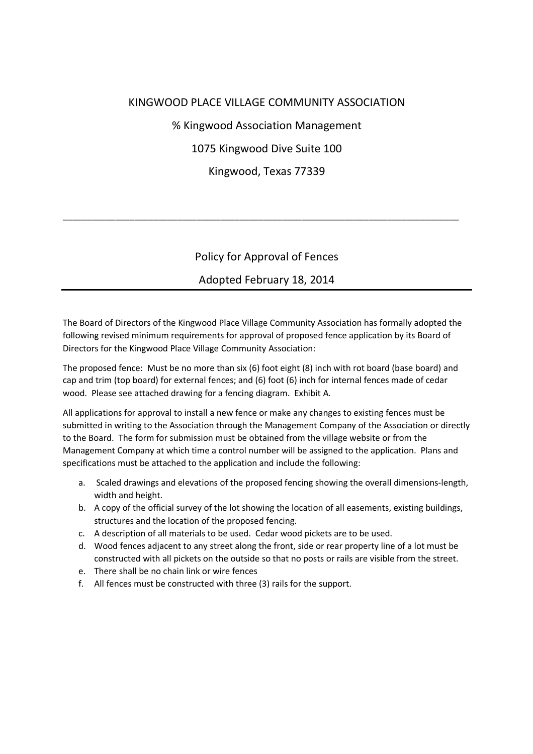KINGWOOD PLACE VILLAGE COMMUNITY ASSOCIATION

% Kingwood Association Management

1075 Kingwood Dive Suite 100

Kingwood, Texas 77339

---

## Policy for Approval of Fences

## Adopted February 18, 2014

---

The Board of Directors of the Kingwood Place Village Community Association has formally adopted the following revised minimum requirements for approval of proposed fence application by its Board of Directors for the Kingwood Place Village Community Association:

The proposed fence: Must be no more than six (6) foot eight (8) inch with rot board (base board) and cap and trim (top board) for external fences; and (6) foot (6) inch for internal fences made of cedar wood. Please see attached drawing for a fencing diagram. Exhibit A.

All applications for approval to install a new fence or make any changes to existing fences must be submitted in writing to the Association through the Management Company of the Association or directly to the Board. The form for submission must be obtained from the village website or from the Management Company at which time a control number will be assigned to the application. Plans and specifications must be attached to the application and include the following:

a. Scaled drawings and elevations of the proposed fencing showing the overall dimensions-length, width and height.
b. A copy of the official survey of the lot showing the location of all easements, existing buildings, structures and the location of the proposed fencing.
c. A description of all materials to be used. Cedar wood pickets are to be used.
d. Wood fences adjacent to any street along the front, side or rear property line of a lot must be constructed with all pickets on the outside so that no posts or rails are visible from the street.
e. There shall be no chain link or wire fences
f. All fences must be constructed with three (3) rails for the support.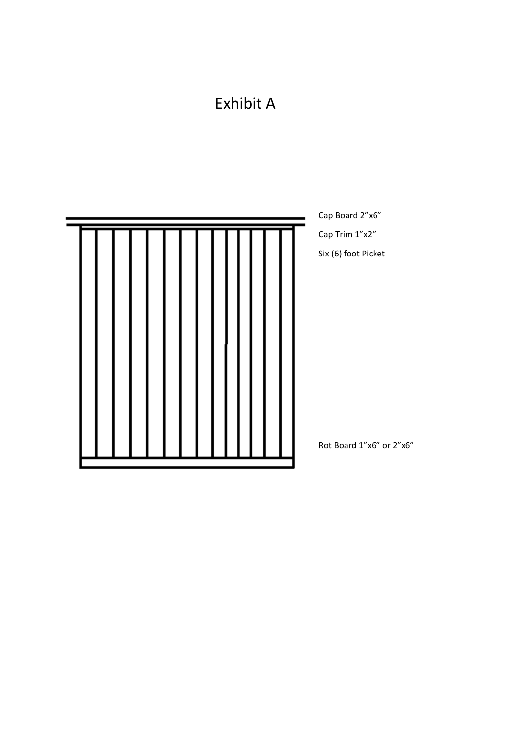# Exhibit A

Cap Board 2”x6”

Cap Trim 1”x2”

Six (6) foot Picket

Rot Board 1”x6” or 2”x6”